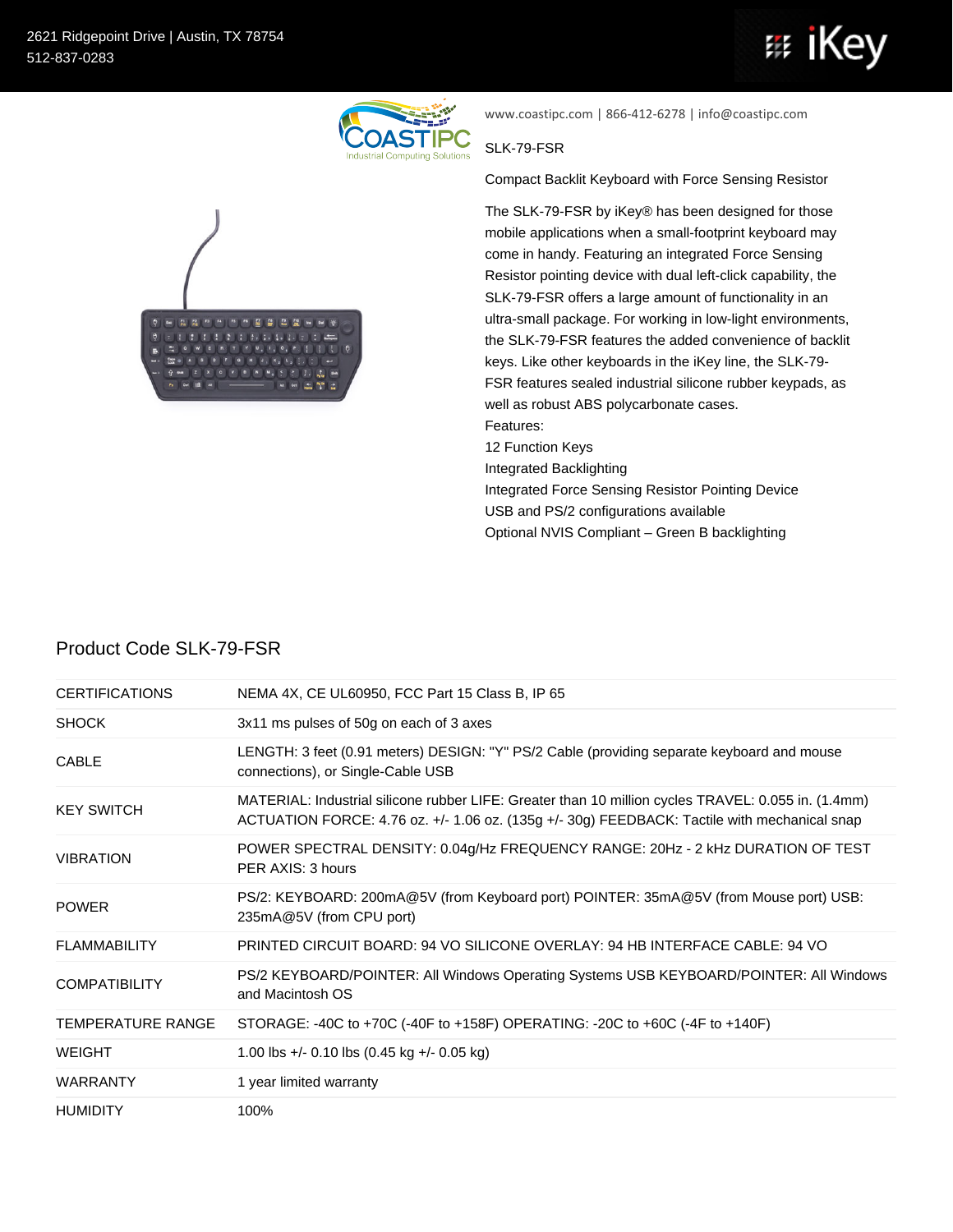2621 Ridgepoint Drive | Austin, TX 78754
512-837-0283

www.coastipc.com | 866-412-6278 | info@coastipc.com

SLK-79-FSR

Compact Backlit Keyboard with Force Sensing Resistor

The SLK-79-FSR by iKey® has been designed for those mobile applications when a small-footprint keyboard may come in handy. Featuring an integrated Force Sensing Resistor pointing device with dual left-click capability, the SLK-79-FSR offers a large amount of functionality in an ultra-small package. For working in low-light environments, the SLK-79-FSR features the added convenience of backlit keys. Like other keyboards in the iKey line, the SLK-79-FSR features sealed industrial silicone rubber keypads, as well as robust ABS polycarbonate cases.

Features:

12 Function Keys

Integrated Backlighting

Integrated Force Sensing Resistor Pointing Device

USB and PS/2 configurations available

Optional NVIS Compliant – Green B backlighting

## Product Code SLK-79-FSR

| | |
|---|---|
| CERTIFICATIONS | NEMA 4X, CE UL60950, FCC Part 15 Class B, IP 65 |
| SHOCK | 3x11 ms pulses of 50g on each of 3 axes |
| CABLE | LENGTH: 3 feet (0.91 meters) DESIGN: "Y" PS/2 Cable (providing separate keyboard and mouse connections), or Single-Cable USB |
| KEY SWITCH | MATERIAL: Industrial silicone rubber LIFE: Greater than 10 million cycles TRAVEL: 0.055 in. (1.4mm) ACTUATION FORCE: 4.76 oz. +/- 1.06 oz. (135g +/- 30g) FEEDBACK: Tactile with mechanical snap |
| VIBRATION | POWER SPECTRAL DENSITY: 0.04g/Hz FREQUENCY RANGE: 20Hz - 2 kHz DURATION OF TEST PER AXIS: 3 hours |
| POWER | PS/2: KEYBOARD: 200mA@5V (from Keyboard port) POINTER: 35mA@5V (from Mouse port) USB: 235mA@5V (from CPU port) |
| FLAMMABILITY | PRINTED CIRCUIT BOARD: 94 VO SILICONE OVERLAY: 94 HB INTERFACE CABLE: 94 VO |
| COMPATIBILITY | PS/2 KEYBOARD/POINTER: All Windows Operating Systems USB KEYBOARD/POINTER: All Windows and Macintosh OS |
| TEMPERATURE RANGE | STORAGE: -40C to +70C (-40F to +158F) OPERATING: -20C to +60C (-4F to +140F) |
| WEIGHT | 1.00 lbs +/- 0.10 lbs (0.45 kg +/- 0.05 kg) |
| WARRANTY | 1 year limited warranty |
| HUMIDITY | 100% |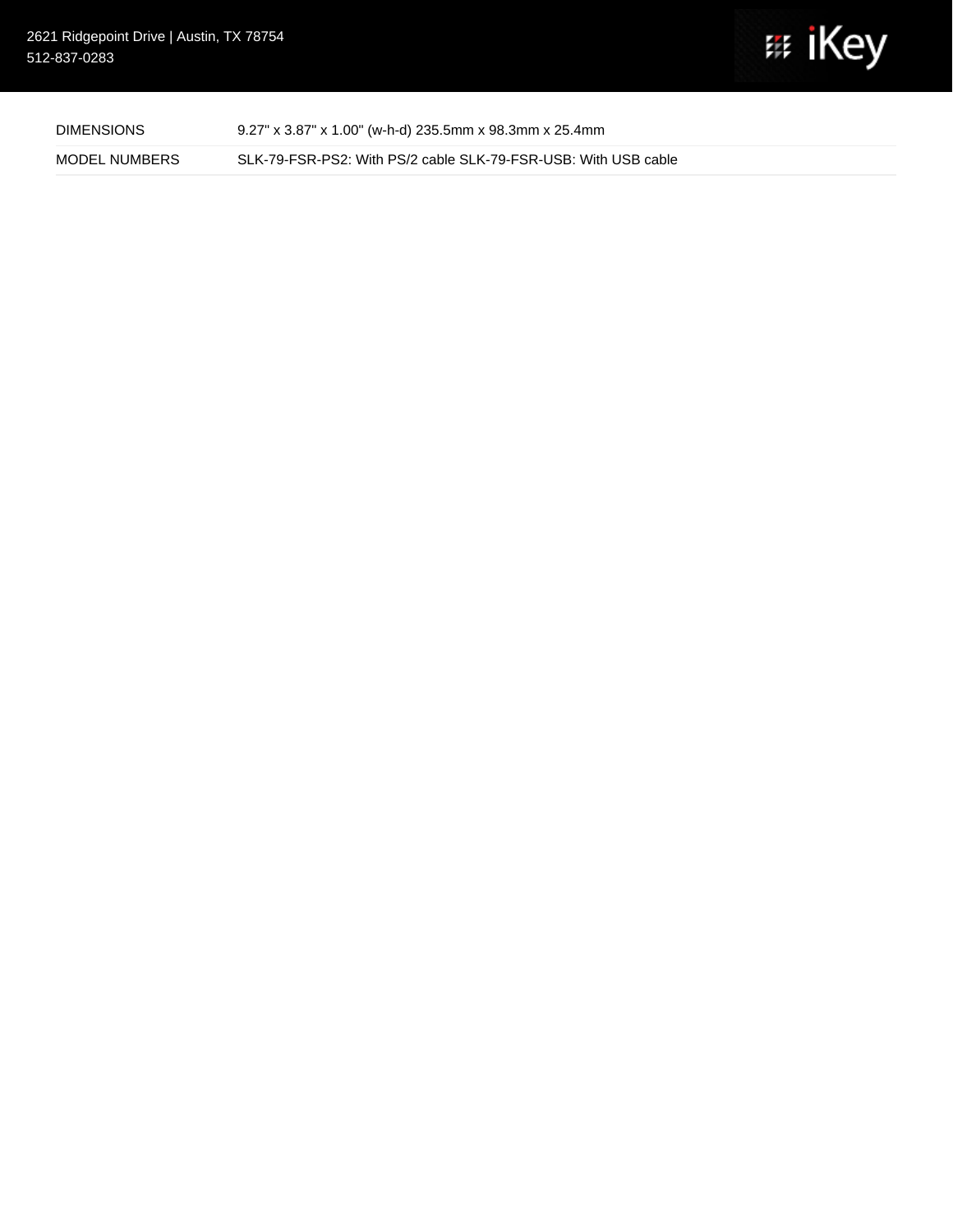| | |
|---|---|
| DIMENSIONS | 9.27" x 3.87" x 1.00" (w-h-d) 235.5mm x 98.3mm x 25.4mm |
| MODEL NUMBERS | SLK-79-FSR-PS2: With PS/2 cable SLK-79-FSR-USB: With USB cable |